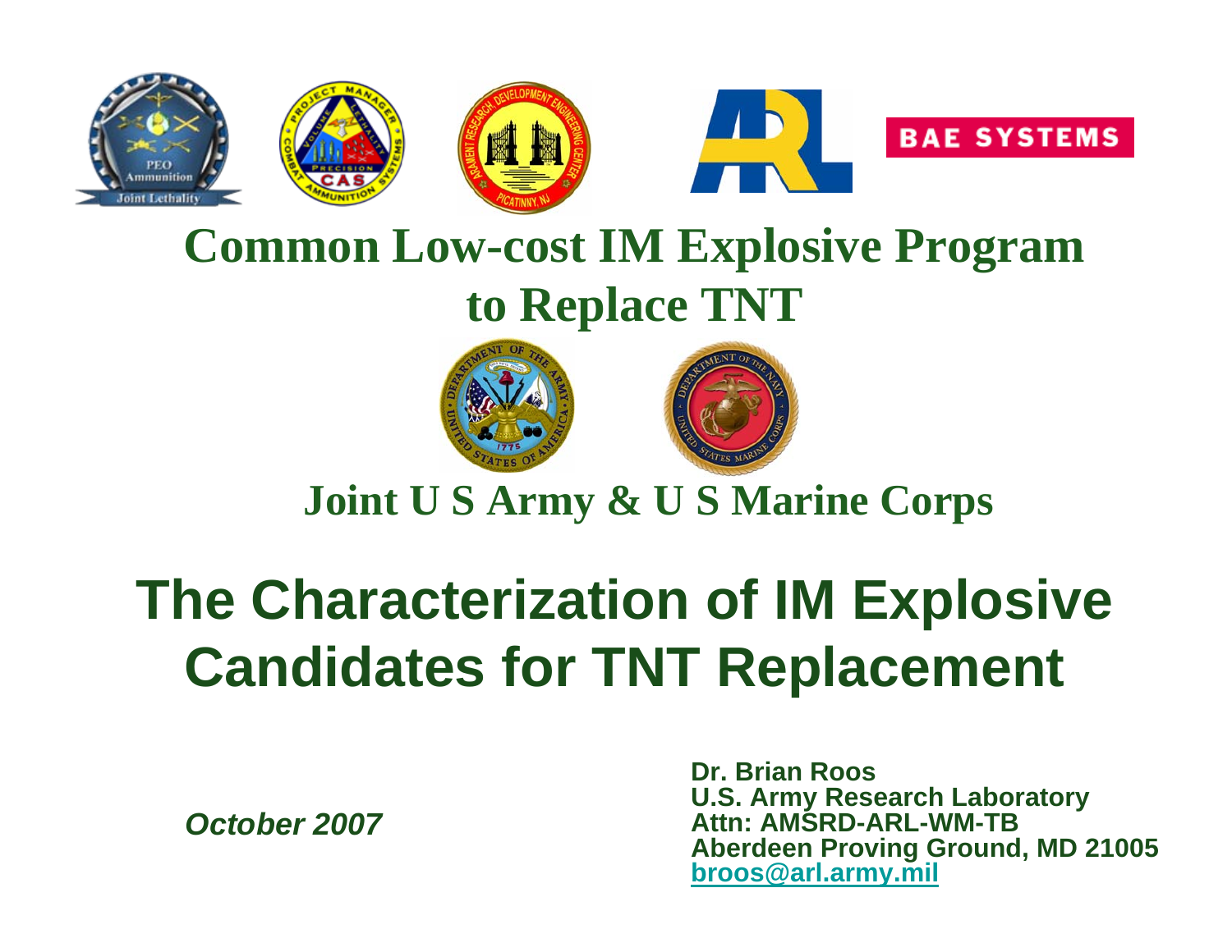# Common Low-cost IM Explosive Program to Replace TNT

## Joint U S Army & U S Marine Corps

# The Characterization of IM Explosive Candidates for TNT Replacement

*October 2007*

**Dr. Brian Roos**
**U.S. Army Research Laboratory**
**Attn: AMSRD-ARL-WM-TB**
**Aberdeen Proving Ground, MD 21005**
**broos@arl.army.mil**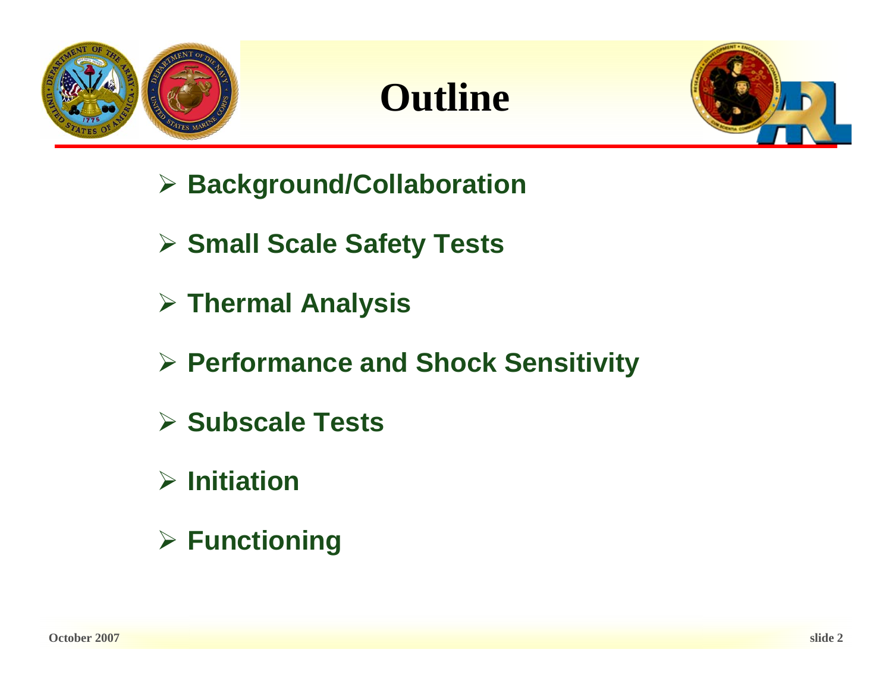# Outline

- Background/Collaboration
- Small Scale Safety Tests
- Thermal Analysis
- Performance and Shock Sensitivity
- Subscale Tests
- Initiation
- Functioning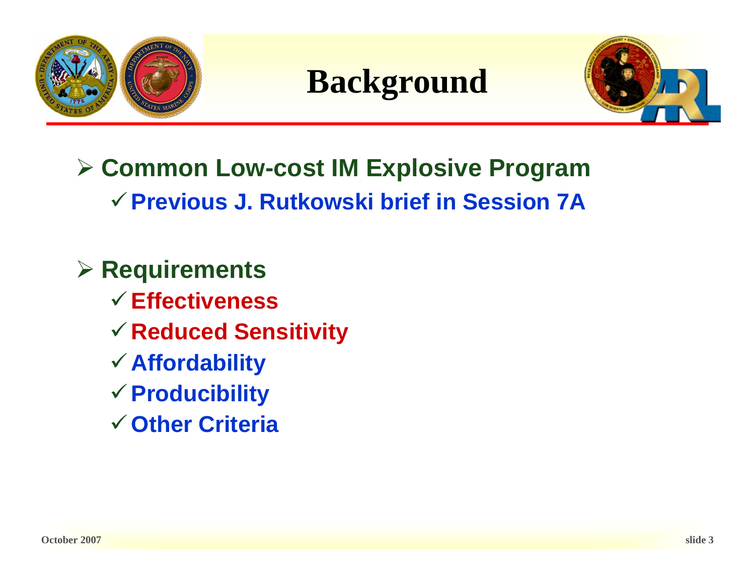# Background

- **Common Low-cost IM Explosive Program**
  - **Previous J. Rutkowski brief in Session 7A**

- **Requirements**
  - **Effectiveness**
  - **Reduced Sensitivity**
  - **Affordability**
  - **Producibility**
  - **Other Criteria**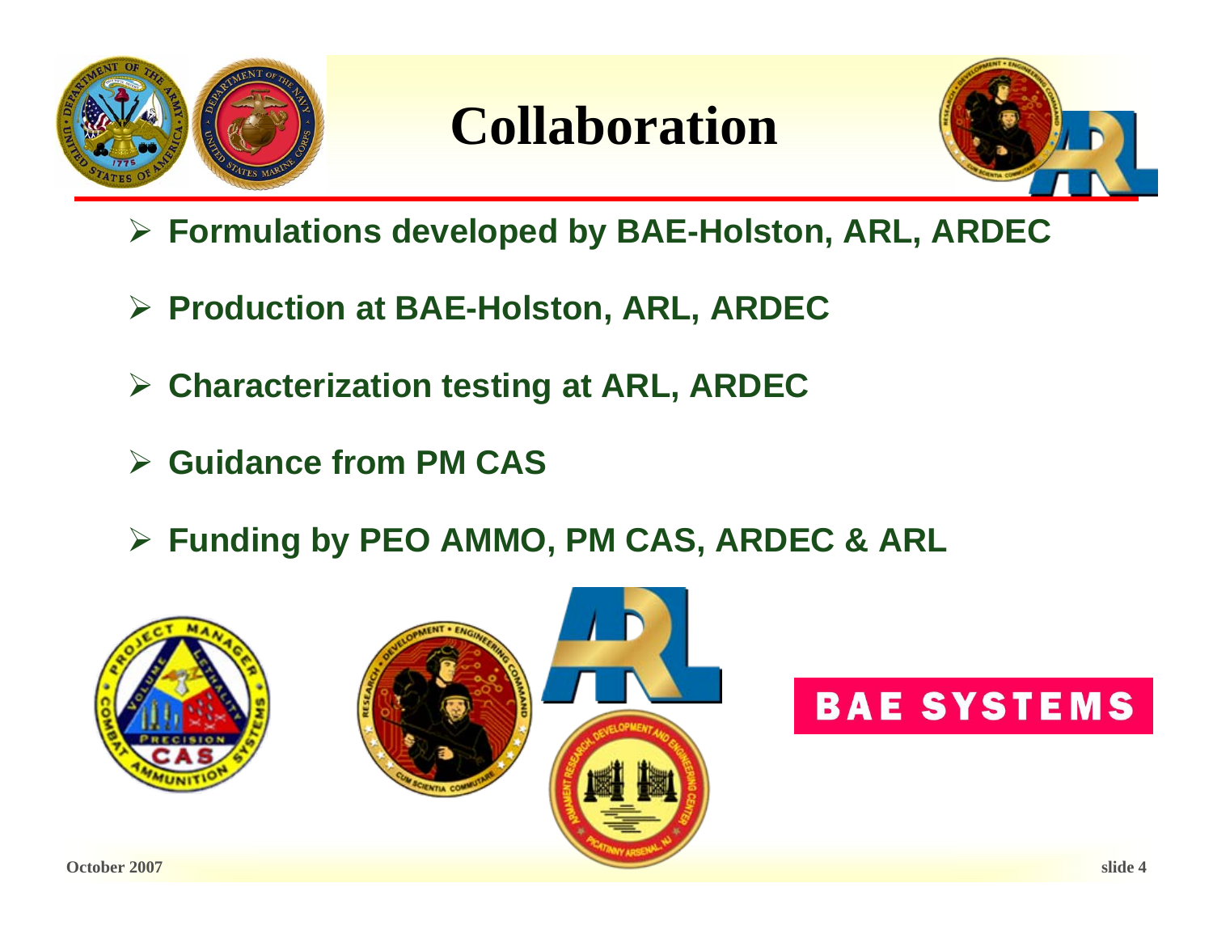# Collaboration

- **Formulations developed by BAE-Holston, ARL, ARDEC**
- **Production at BAE-Holston, ARL, ARDEC**
- **Characterization testing at ARL, ARDEC**
- **Guidance from PM CAS**
- **Funding by PEO AMMO, PM CAS, ARDEC & ARL**

October 2007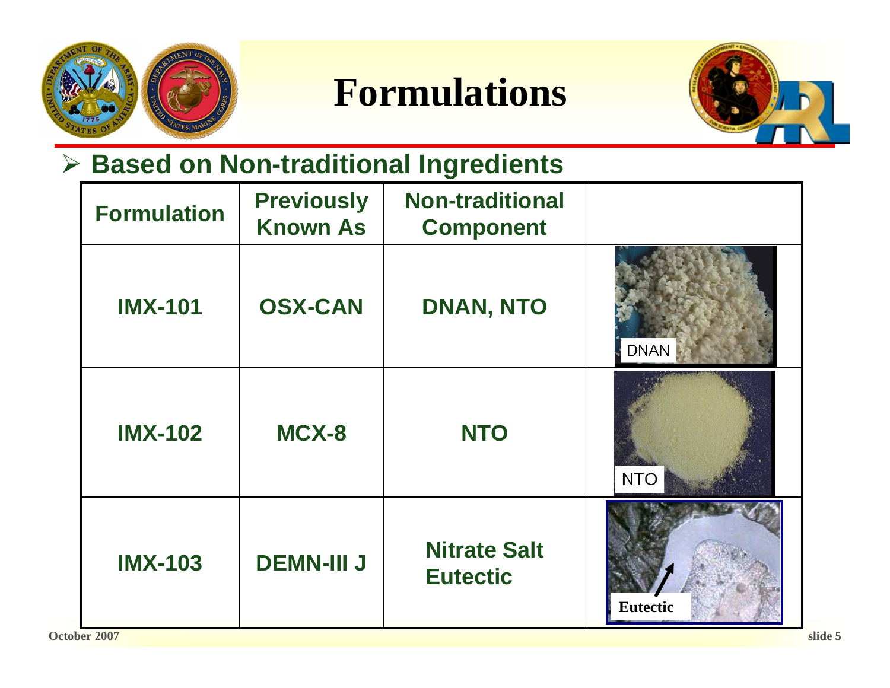# Formulations

- **Based on Non-traditional Ingredients**

| Formulation | Previously Known As | Non-traditional Component | |
|---|---|---|---|
| IMX-101 | OSX-CAN | DNAN, NTO | DNAN |
| IMX-102 | MCX-8 | NTO | NTO |
| IMX-103 | DEMN-III J | Nitrate Salt Eutectic | Eutectic |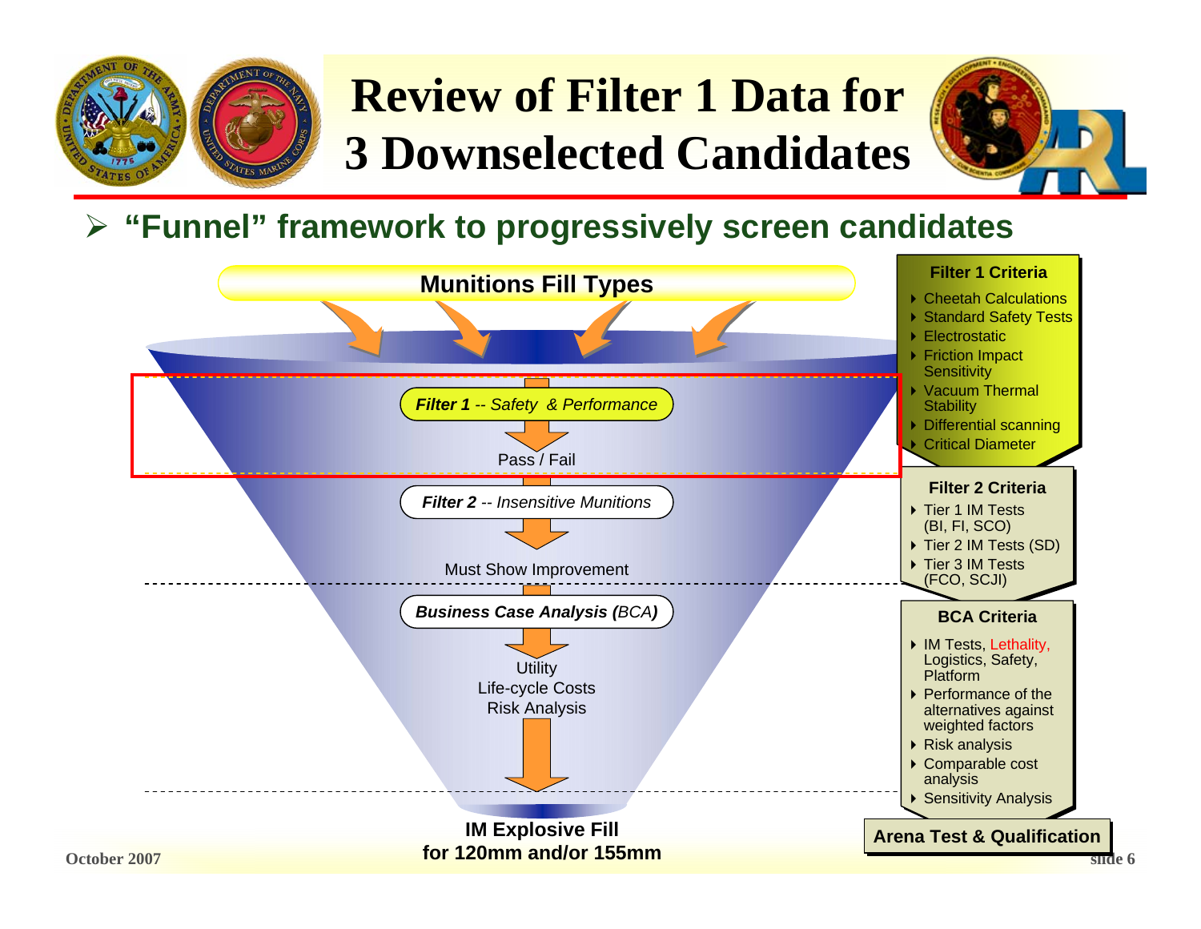# Review of Filter 1 Data for 3 Downselected Candidates

- **"Funnel" framework to progressively screen candidates**

**Munitions Fill Types**

***Filter 1** -- Safety & Performance*

Pass / Fail

***Filter 2** -- Insensitive Munitions*

Must Show Improvement

***Business Case Analysis (BCA)***

Utility
Life-cycle Costs
Risk Analysis

**IM Explosive Fill for 120mm and/or 155mm**

**Filter 1 Criteria**

- Cheetah Calculations
- Standard Safety Tests
- Electrostatic
- Friction Impact Sensitivity
- Vacuum Thermal Stability
- Differential scanning
- Critical Diameter

**Filter 2 Criteria**

- Tier 1 IM Tests (BI, FI, SCO)
- Tier 2 IM Tests (SD)
- Tier 3 IM Tests (FCO, SCJI)

**BCA Criteria**

- IM Tests, Lethality, Logistics, Safety, Platform
- Performance of the alternatives against weighted factors
- Risk analysis
- Comparable cost analysis
- Sensitivity Analysis

**Arena Test & Qualification**

October 2007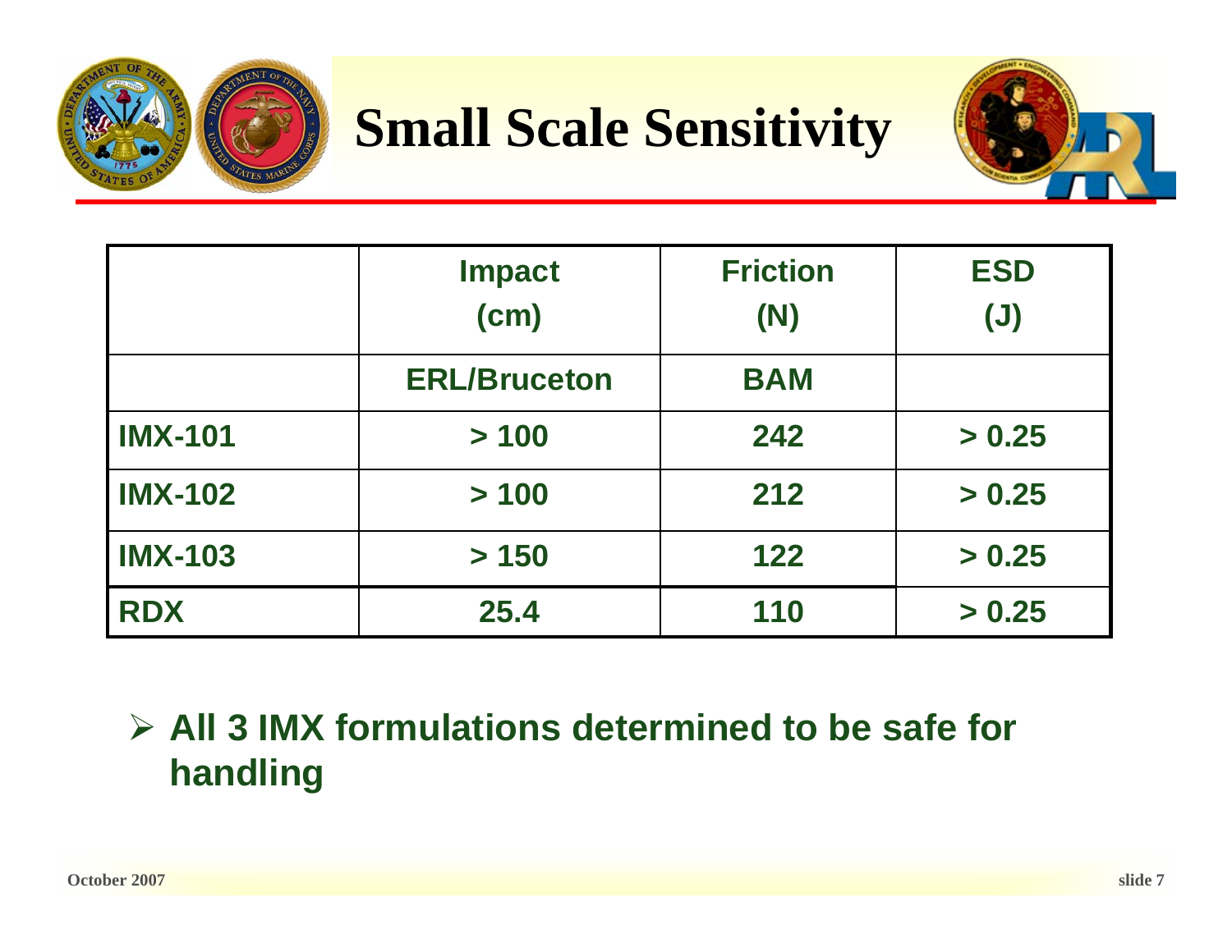# Small Scale Sensitivity

| | Impact (cm) | Friction (N) | ESD (J) |
|---|---|---|---|
| | ERL/Bruceton | BAM | |
| IMX-101 | > 100 | 242 | > 0.25 |
| IMX-102 | > 100 | 212 | > 0.25 |
| IMX-103 | > 150 | 122 | > 0.25 |
| RDX | 25.4 | 110 | > 0.25 |

- **All 3 IMX formulations determined to be safe for handling**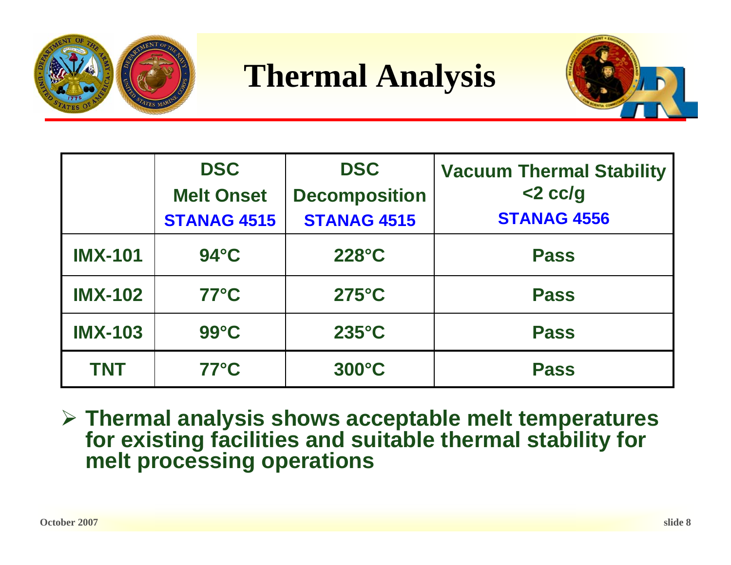# Thermal Analysis

| | DSC Melt Onset STANAG 4515 | DSC Decomposition STANAG 4515 | Vacuum Thermal Stability <2 cc/g STANAG 4556 |
|---|---|---|---|
| IMX-101 | 94°C | 228°C | Pass |
| IMX-102 | 77°C | 275°C | Pass |
| IMX-103 | 99°C | 235°C | Pass |
| TNT | 77°C | 300°C | Pass |

- **Thermal analysis shows acceptable melt temperatures for existing facilities and suitable thermal stability for melt processing operations**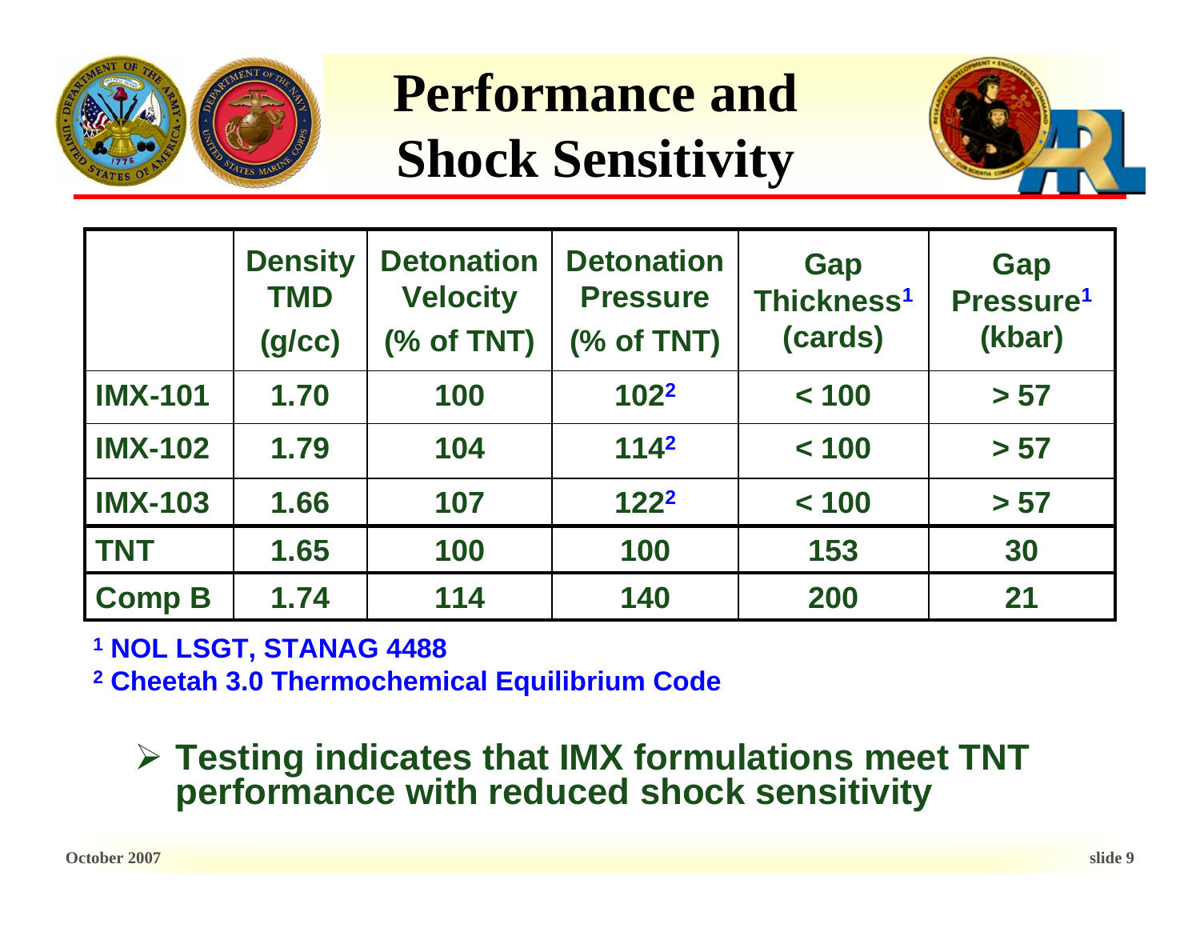# Performance and Shock Sensitivity

| | Density TMD (g/cc) | Detonation Velocity (% of TNT) | Detonation Pressure (% of TNT) | Gap Thickness[1] (cards) | Gap Pressure[1] (kbar) |
|---|---|---|---|---|---|
| IMX-101 | 1.70 | 100 | 102[2] | < 100 | > 57 |
| IMX-102 | 1.79 | 104 | 114[2] | < 100 | > 57 |
| IMX-103 | 1.66 | 107 | 122[2] | < 100 | > 57 |
| TNT | 1.65 | 100 | 100 | 153 | 30 |
| Comp B | 1.74 | 114 | 140 | 200 | 21 |

[1] NOL LSGT, STANAG 4488

[2] Cheetah 3.0 Thermochemical Equilibrium Code

- **Testing indicates that IMX formulations meet TNT performance with reduced shock sensitivity**

October 2007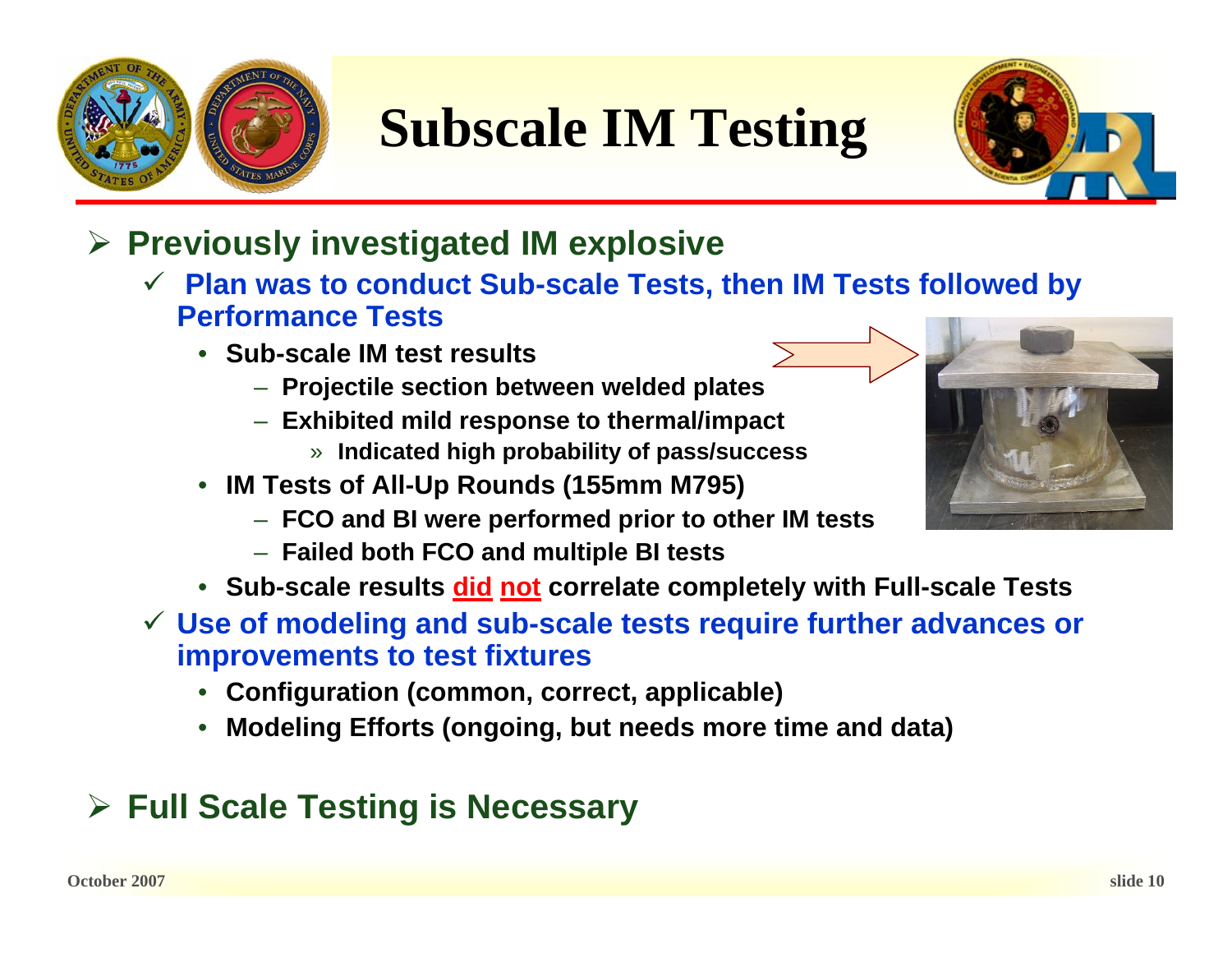# Subscale IM Testing

- **Previously investigated IM explosive**
  - **Plan was to conduct Sub-scale Tests, then IM Tests followed by Performance Tests**
    - **Sub-scale IM test results**
      - **Projectile section between welded plates**
      - **Exhibited mild response to thermal/impact**
        - **Indicated high probability of pass/success**
    - **IM Tests of All-Up Rounds (155mm M795)**
      - **FCO and BI were performed prior to other IM tests**
      - **Failed both FCO and multiple BI tests**
    - **Sub-scale results did not correlate completely with Full-scale Tests**
  - **Use of modeling and sub-scale tests require further advances or improvements to test fixtures**
    - **Configuration (common, correct, applicable)**
    - **Modeling Efforts (ongoing, but needs more time and data)**

- **Full Scale Testing is Necessary**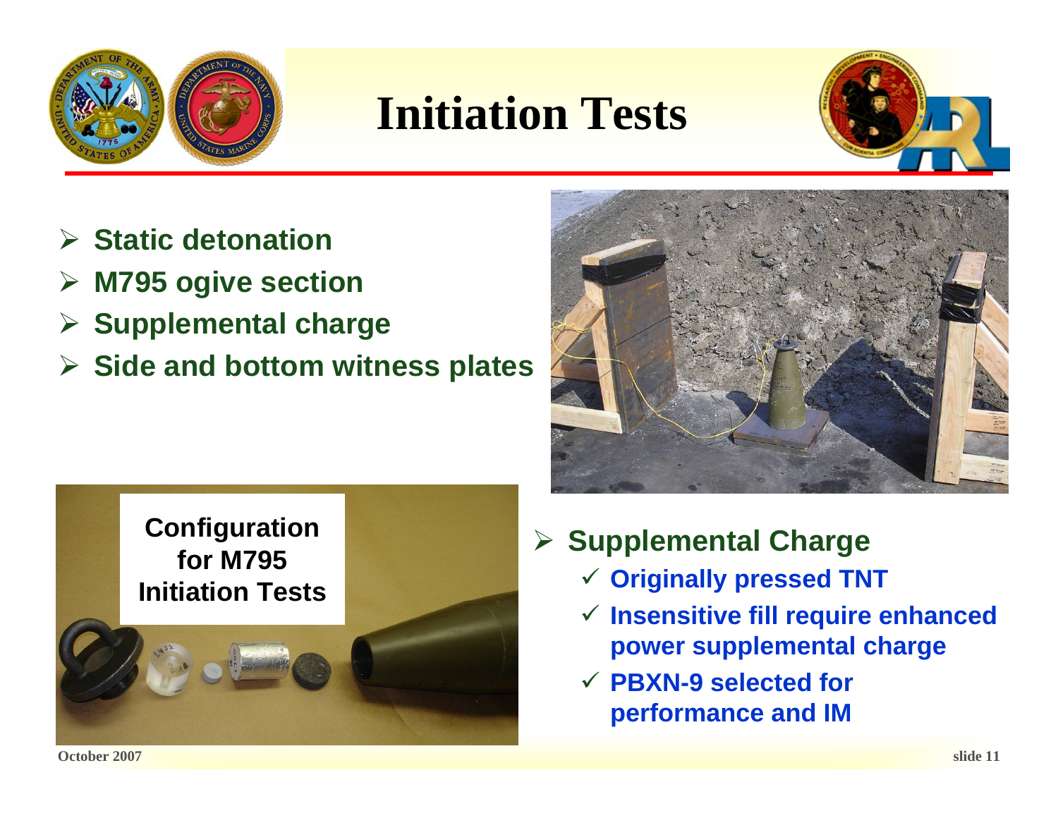# Initiation Tests

- Static detonation
- M795 ogive section
- Supplemental charge
- Side and bottom witness plates

Configuration for M795 Initiation Tests

- Supplemental Charge
  - ✓ Originally pressed TNT
  - ✓ Insensitive fill require enhanced power supplemental charge
  - ✓ PBXN-9 selected for performance and IM

October 2007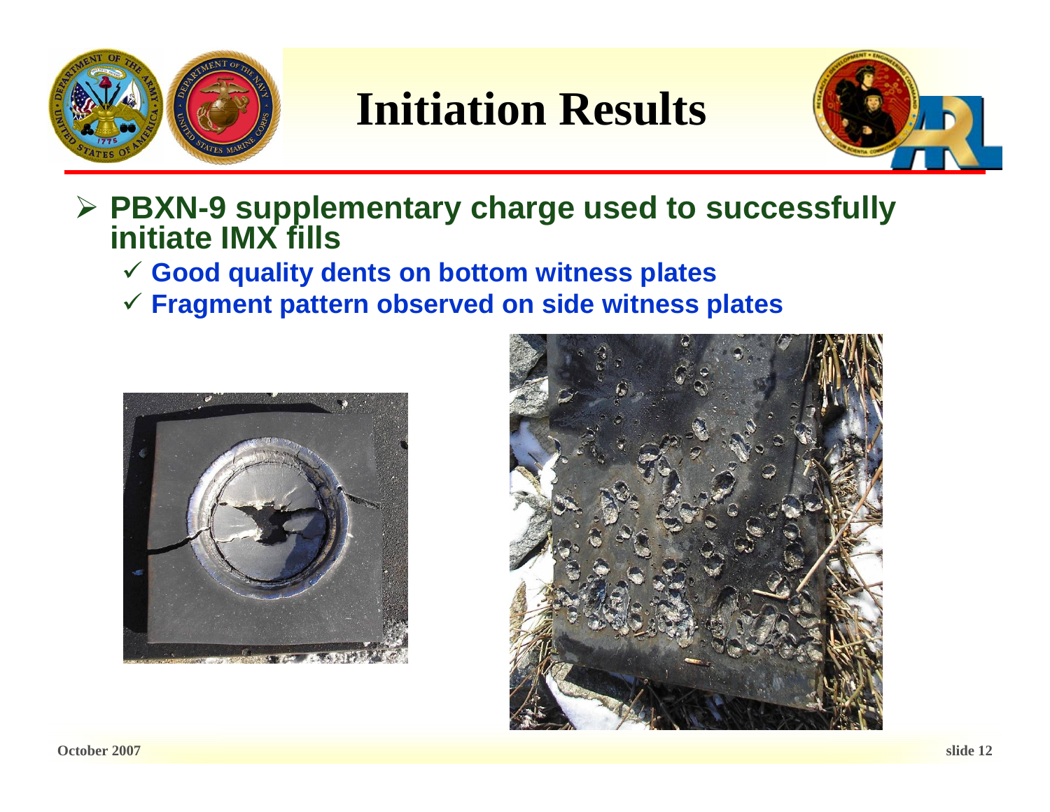# Initiation Results

- PBXN-9 supplementary charge used to successfully initiate IMX fills
  - ✓ Good quality dents on bottom witness plates
  - ✓ Fragment pattern observed on side witness plates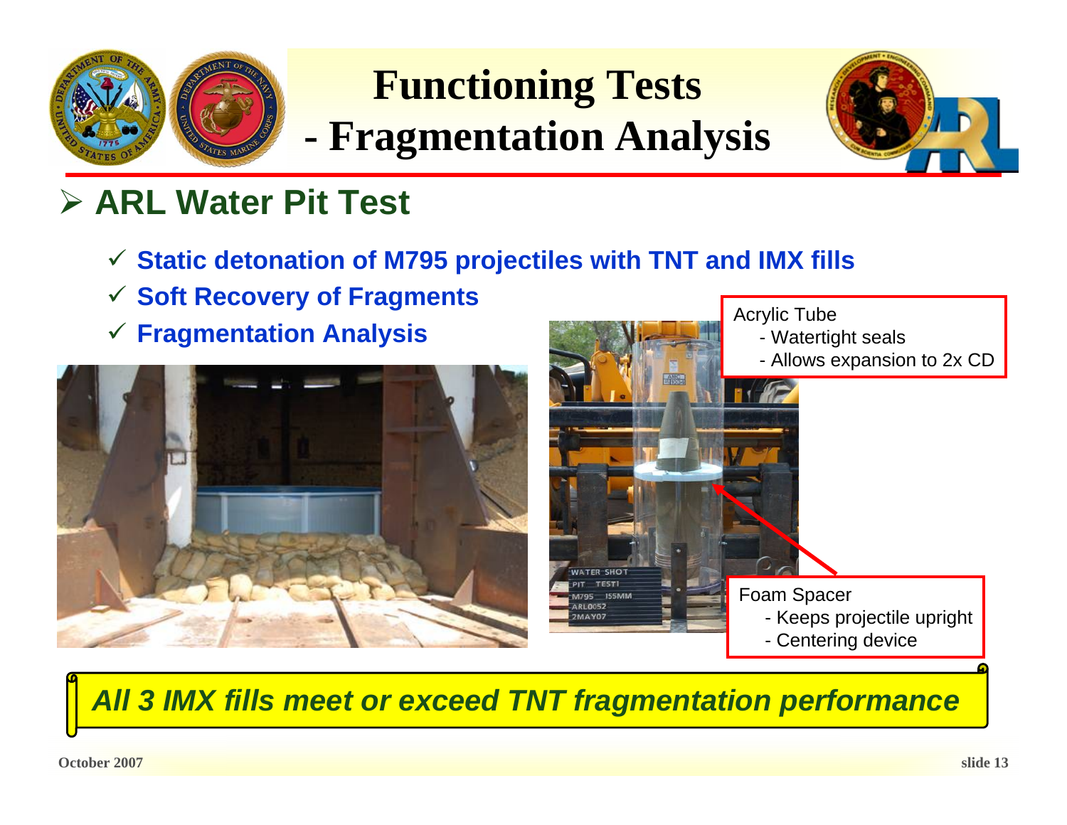# Functioning Tests - Fragmentation Analysis

## ➢ ARL Water Pit Test

- ✓ **Static detonation of M795 projectiles with TNT and IMX fills**
- ✓ **Soft Recovery of Fragments**
- ✓ **Fragmentation Analysis**

Acrylic Tube
- Watertight seals
- Allows expansion to 2x CD

Foam Spacer
- Keeps projectile upright
- Centering device

***All 3 IMX fills meet or exceed TNT fragmentation performance***

October 2007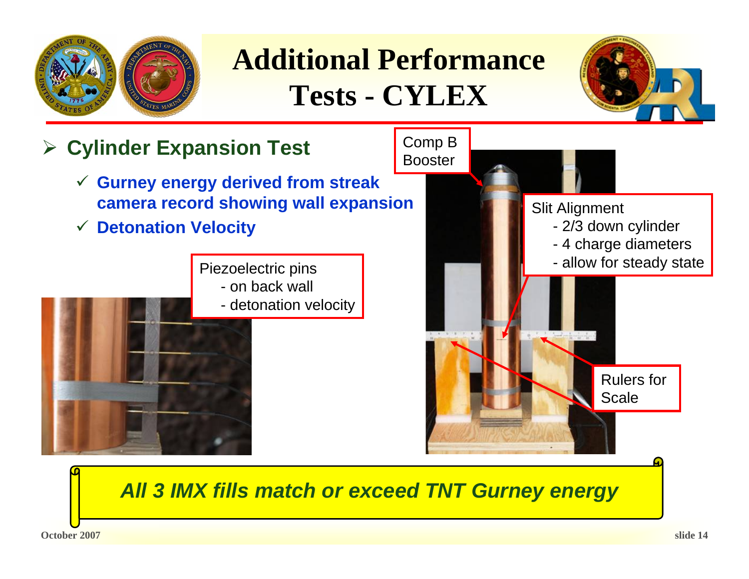# Additional Performance Tests - CYLEX

- **Cylinder Expansion Test**
  - ✓ **Gurney energy derived from streak camera record showing wall expansion**
  - ✓ **Detonation Velocity**

Comp B Booster

Slit Alignment
- 2/3 down cylinder
- 4 charge diameters
- allow for steady state

Piezoelectric pins
- on back wall
- detonation velocity

Rulers for Scale

***All 3 IMX fills match or exceed TNT Gurney energy***

October 2007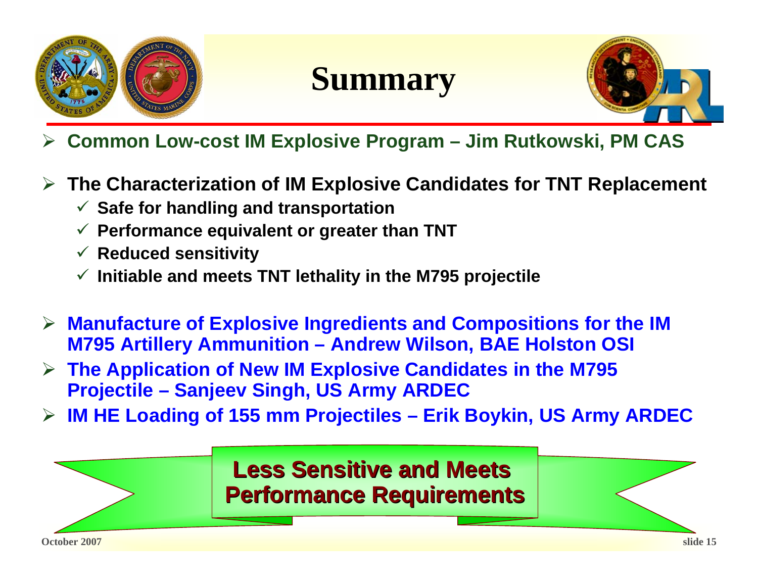# Summary

- **Common Low-cost IM Explosive Program – Jim Rutkowski, PM CAS**
- **The Characterization of IM Explosive Candidates for TNT Replacement**
  - ✓ **Safe for handling and transportation**
  - ✓ **Performance equivalent or greater than TNT**
  - ✓ **Reduced sensitivity**
  - ✓ **Initiable and meets TNT lethality in the M795 projectile**
- **Manufacture of Explosive Ingredients and Compositions for the IM M795 Artillery Ammunition – Andrew Wilson, BAE Holston OSI**
- **The Application of New IM Explosive Candidates in the M795 Projectile – Sanjeev Singh, US Army ARDEC**
- **IM HE Loading of 155 mm Projectiles – Erik Boykin, US Army ARDEC**

**Less Sensitive and Meets Performance Requirements**

October 2007